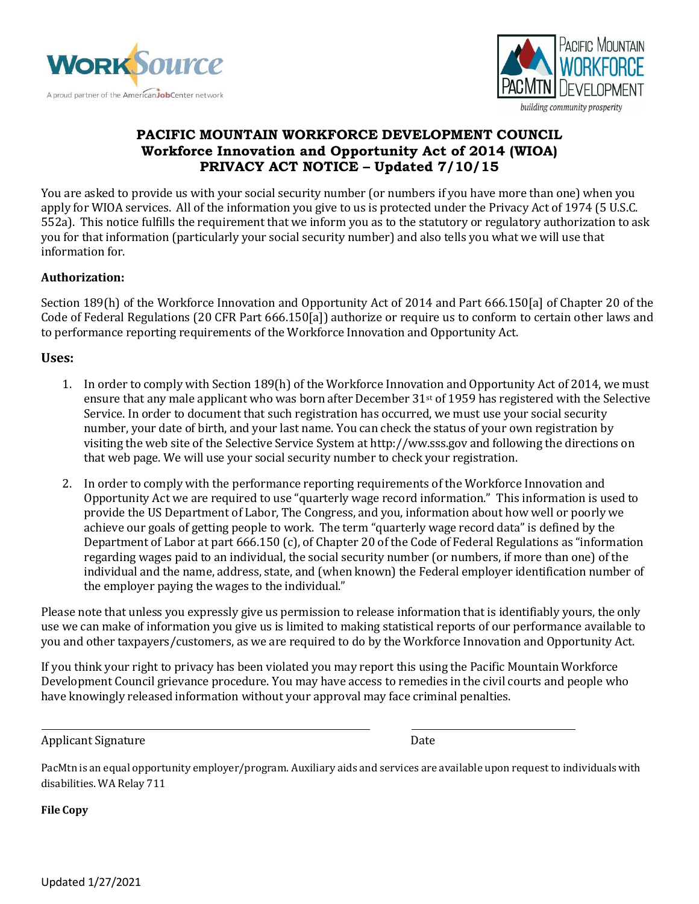WorkSource

A proud partner of the AmericanJobCenter network

Pacific Mountain WORKFORCE DEVELOPMENT
PacMtn
building community prosperity

# PACIFIC MOUNTAIN WORKFORCE DEVELOPMENT COUNCIL
## Workforce Innovation and Opportunity Act of 2014 (WIOA)
## PRIVACY ACT NOTICE – Updated 7/10/15

You are asked to provide us with your social security number (or numbers if you have more than one) when you apply for WIOA services. All of the information you give to us is protected under the Privacy Act of 1974 (5 U.S.C. 552a). This notice fulfills the requirement that we inform you as to the statutory or regulatory authorization to ask you for that information (particularly your social security number) and also tells you what we will use that information for.

**Authorization:**

Section 189(h) of the Workforce Innovation and Opportunity Act of 2014 and Part 666.150[a] of Chapter 20 of the Code of Federal Regulations (20 CFR Part 666.150[a]) authorize or require us to conform to certain other laws and to performance reporting requirements of the Workforce Innovation and Opportunity Act.

**Uses:**

1. In order to comply with Section 189(h) of the Workforce Innovation and Opportunity Act of 2014, we must ensure that any male applicant who was born after December 31st of 1959 has registered with the Selective Service. In order to document that such registration has occurred, we must use your social security number, your date of birth, and your last name. You can check the status of your own registration by visiting the web site of the Selective Service System at http://ww.sss.gov and following the directions on that web page. We will use your social security number to check your registration.

2. In order to comply with the performance reporting requirements of the Workforce Innovation and Opportunity Act we are required to use "quarterly wage record information." This information is used to provide the US Department of Labor, The Congress, and you, information about how well or poorly we achieve our goals of getting people to work. The term "quarterly wage record data" is defined by the Department of Labor at part 666.150 (c), of Chapter 20 of the Code of Federal Regulations as "information regarding wages paid to an individual, the social security number (or numbers, if more than one) of the individual and the name, address, state, and (when known) the Federal employer identification number of the employer paying the wages to the individual."

Please note that unless you expressly give us permission to release information that is identifiably yours, the only use we can make of information you give us is limited to making statistical reports of our performance available to you and other taxpayers/customers, as we are required to do by the Workforce Innovation and Opportunity Act.

If you think your right to privacy has been violated you may report this using the Pacific Mountain Workforce Development Council grievance procedure. You may have access to remedies in the civil courts and people who have knowingly released information without your approval may face criminal penalties.

______________________________________ &nbsp;&nbsp;&nbsp;&nbsp; ____________________

Applicant Signature &nbsp;&nbsp;&nbsp;&nbsp; Date

PacMtn is an equal opportunity employer/program. Auxiliary aids and services are available upon request to individuals with disabilities. WA Relay 711

**File Copy**

Updated 1/27/2021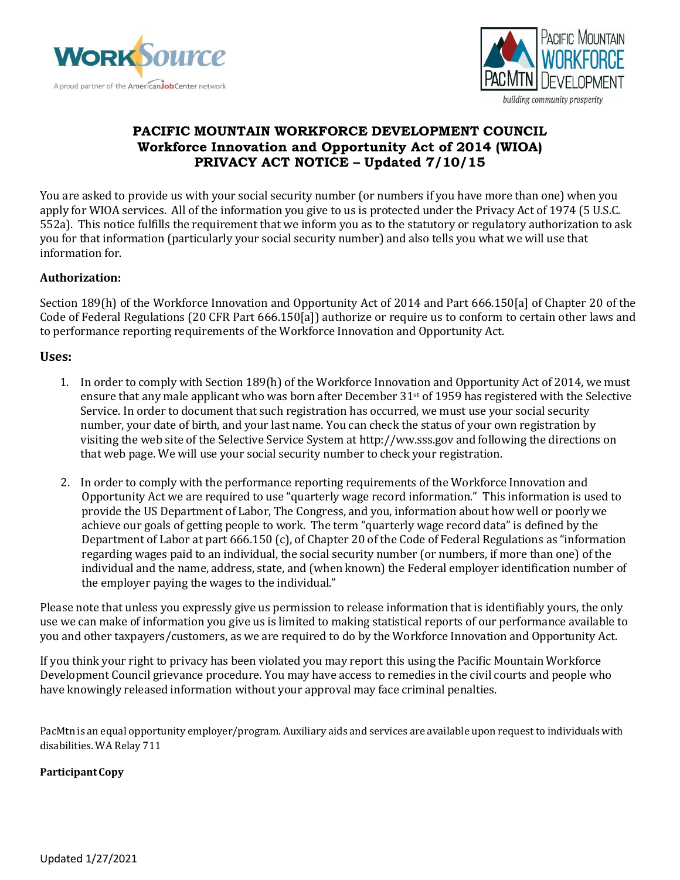# PACIFIC MOUNTAIN WORKFORCE DEVELOPMENT COUNCIL
## Workforce Innovation and Opportunity Act of 2014 (WIOA)
## PRIVACY ACT NOTICE – Updated 7/10/15

You are asked to provide us with your social security number (or numbers if you have more than one) when you apply for WIOA services. All of the information you give to us is protected under the Privacy Act of 1974 (5 U.S.C. 552a). This notice fulfills the requirement that we inform you as to the statutory or regulatory authorization to ask you for that information (particularly your social security number) and also tells you what we will use that information for.

**Authorization:**

Section 189(h) of the Workforce Innovation and Opportunity Act of 2014 and Part 666.150[a] of Chapter 20 of the Code of Federal Regulations (20 CFR Part 666.150[a]) authorize or require us to conform to certain other laws and to performance reporting requirements of the Workforce Innovation and Opportunity Act.

**Uses:**

1. In order to comply with Section 189(h) of the Workforce Innovation and Opportunity Act of 2014, we must ensure that any male applicant who was born after December 31st of 1959 has registered with the Selective Service. In order to document that such registration has occurred, we must use your social security number, your date of birth, and your last name. You can check the status of your own registration by visiting the web site of the Selective Service System at http://ww.sss.gov and following the directions on that web page. We will use your social security number to check your registration.

2. In order to comply with the performance reporting requirements of the Workforce Innovation and Opportunity Act we are required to use "quarterly wage record information." This information is used to provide the US Department of Labor, The Congress, and you, information about how well or poorly we achieve our goals of getting people to work. The term "quarterly wage record data" is defined by the Department of Labor at part 666.150 (c), of Chapter 20 of the Code of Federal Regulations as "information regarding wages paid to an individual, the social security number (or numbers, if more than one) of the individual and the name, address, state, and (when known) the Federal employer identification number of the employer paying the wages to the individual."

Please note that unless you expressly give us permission to release information that is identifiably yours, the only use we can make of information you give us is limited to making statistical reports of our performance available to you and other taxpayers/customers, as we are required to do by the Workforce Innovation and Opportunity Act.

If you think your right to privacy has been violated you may report this using the Pacific Mountain Workforce Development Council grievance procedure. You may have access to remedies in the civil courts and people who have knowingly released information without your approval may face criminal penalties.

PacMtn is an equal opportunity employer/program. Auxiliary aids and services are available upon request to individuals with disabilities. WA Relay 711

**Participant Copy**

Updated 1/27/2021